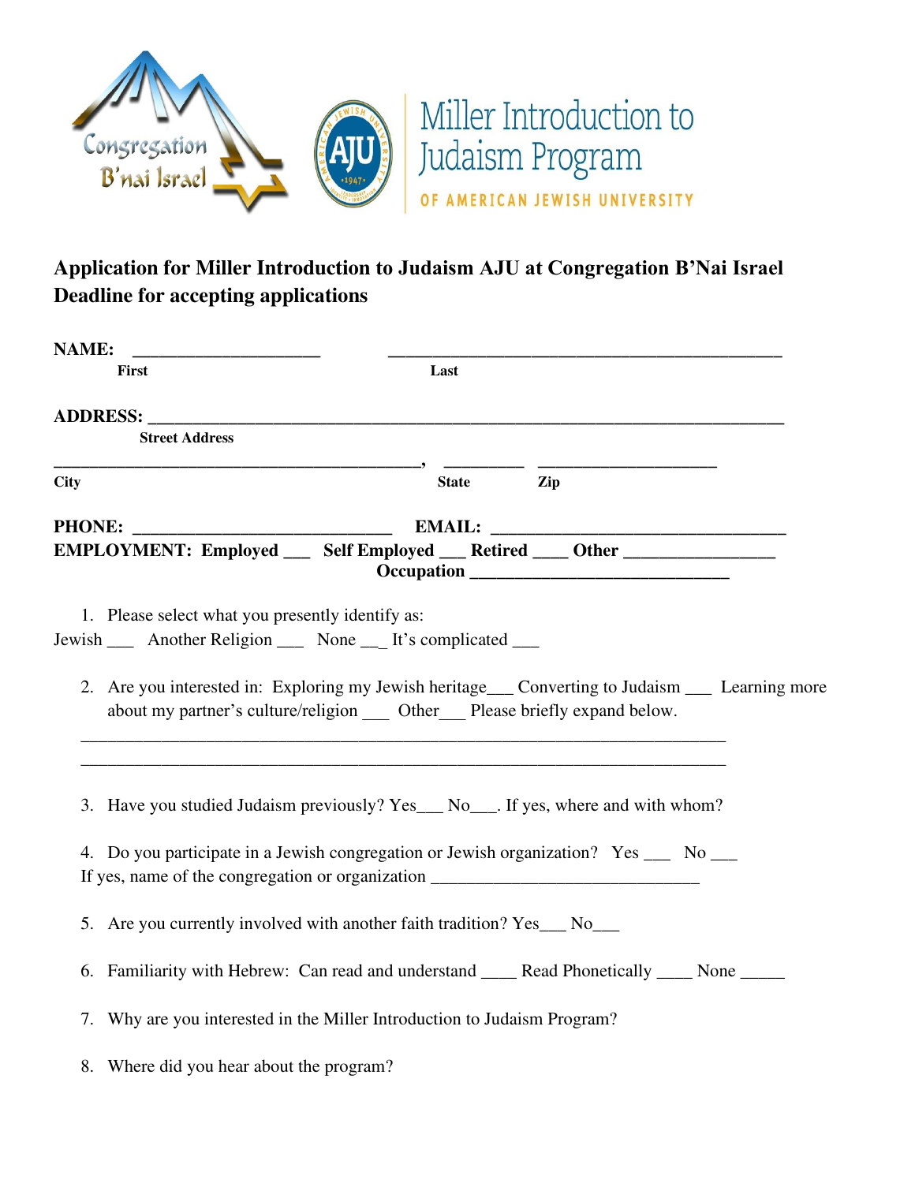Congregation B'nai Israel

Miller Introduction to Judaism Program

OF AMERICAN JEWISH UNIVERSITY

**Application for Miller Introduction to Judaism AJU at Congregation B'Nai Israel**
**Deadline for accepting applications**

**NAME:** ____________________ ________________________________________
**First** **Last**

**ADDRESS:** ______________________________________________________________
**Street Address**

______________________________________, _________ ____________________
**City** **State** **Zip**

**PHONE:** ___________________________ **EMAIL:** ______________________________
**EMPLOYMENT: Employed ___ Self Employed ___ Retired ____ Other ________________**
**Occupation ____________________________**

1. Please select what you presently identify as:

Jewish ___ Another Religion ___ None __ It's complicated ___

2. Are you interested in: Exploring my Jewish heritage___ Converting to Judaism ___ Learning more about my partner's culture/religion ___ Other___ Please briefly expand below.

______________________________________________________________________

______________________________________________________________________

3. Have you studied Judaism previously? Yes___ No___. If yes, where and with whom?

4. Do you participate in a Jewish congregation or Jewish organization? Yes ___ No ___
If yes, name of the congregation or organization ______________________________

5. Are you currently involved with another faith tradition? Yes___ No___

6. Familiarity with Hebrew: Can read and understand ____ Read Phonetically ____ None _____

7. Why are you interested in the Miller Introduction to Judaism Program?

8. Where did you hear about the program?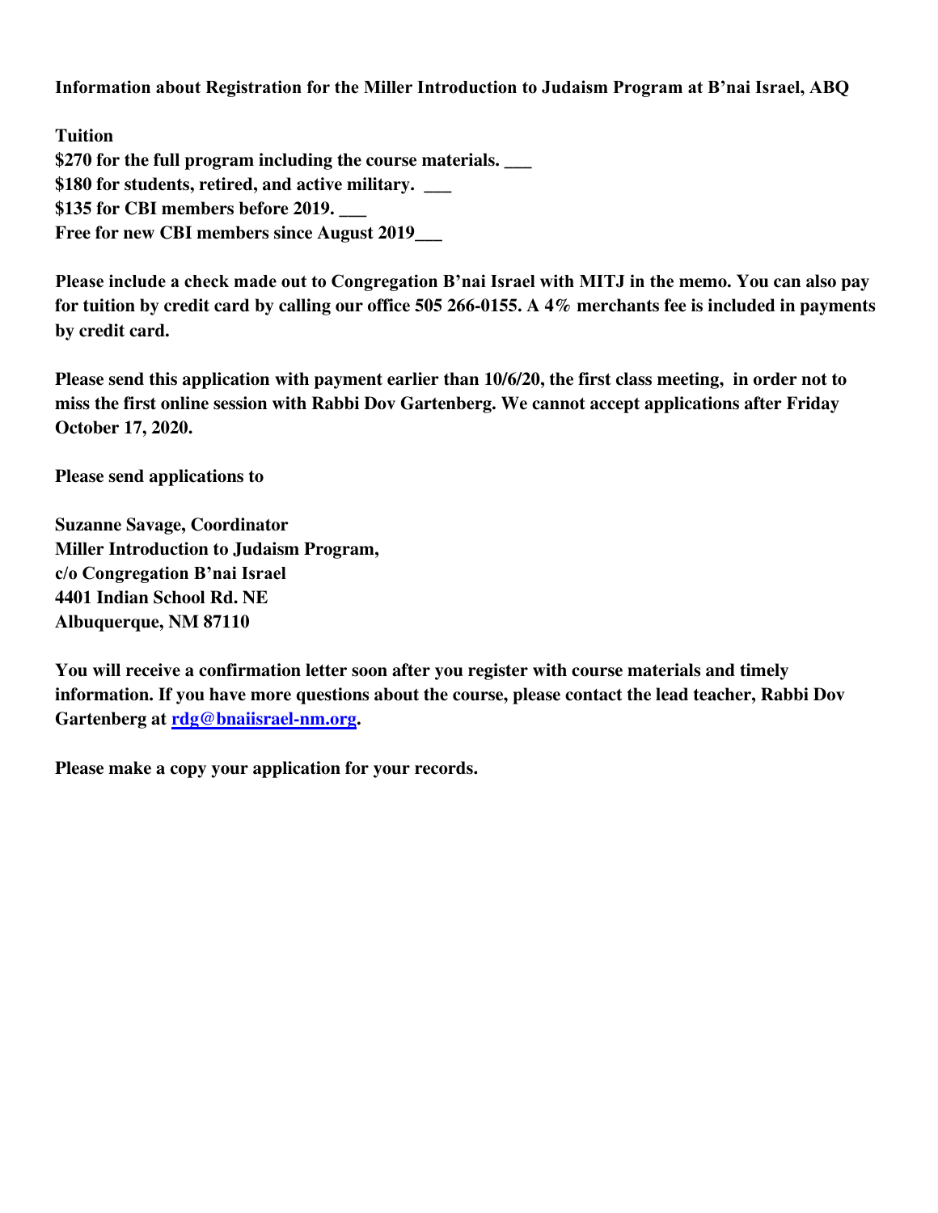**Information about Registration for the Miller Introduction to Judaism Program at B'nai Israel, ABQ**

**Tuition**
**$270 for the full program including the course materials. ___**
**$180 for students, retired, and active military. ___**
**$135 for CBI members before 2019. ___**
**Free for new CBI members since August 2019___**

**Please include a check made out to Congregation B'nai Israel with MITJ in the memo. You can also pay for tuition by credit card by calling our office 505 266-0155. A 4% merchants fee is included in payments by credit card.**

**Please send this application with payment earlier than 10/6/20, the first class meeting, in order not to miss the first online session with Rabbi Dov Gartenberg. We cannot accept applications after Friday October 17, 2020.**

**Please send applications to**

**Suzanne Savage, Coordinator**
**Miller Introduction to Judaism Program,**
**c/o Congregation B'nai Israel**
**4401 Indian School Rd. NE**
**Albuquerque, NM 87110**

**You will receive a confirmation letter soon after you register with course materials and timely information. If you have more questions about the course, please contact the lead teacher, Rabbi Dov Gartenberg at [rdg@bnaiisrael-nm.org](mailto:rdg@bnaiisrael-nm.org).**

**Please make a copy your application for your records.**